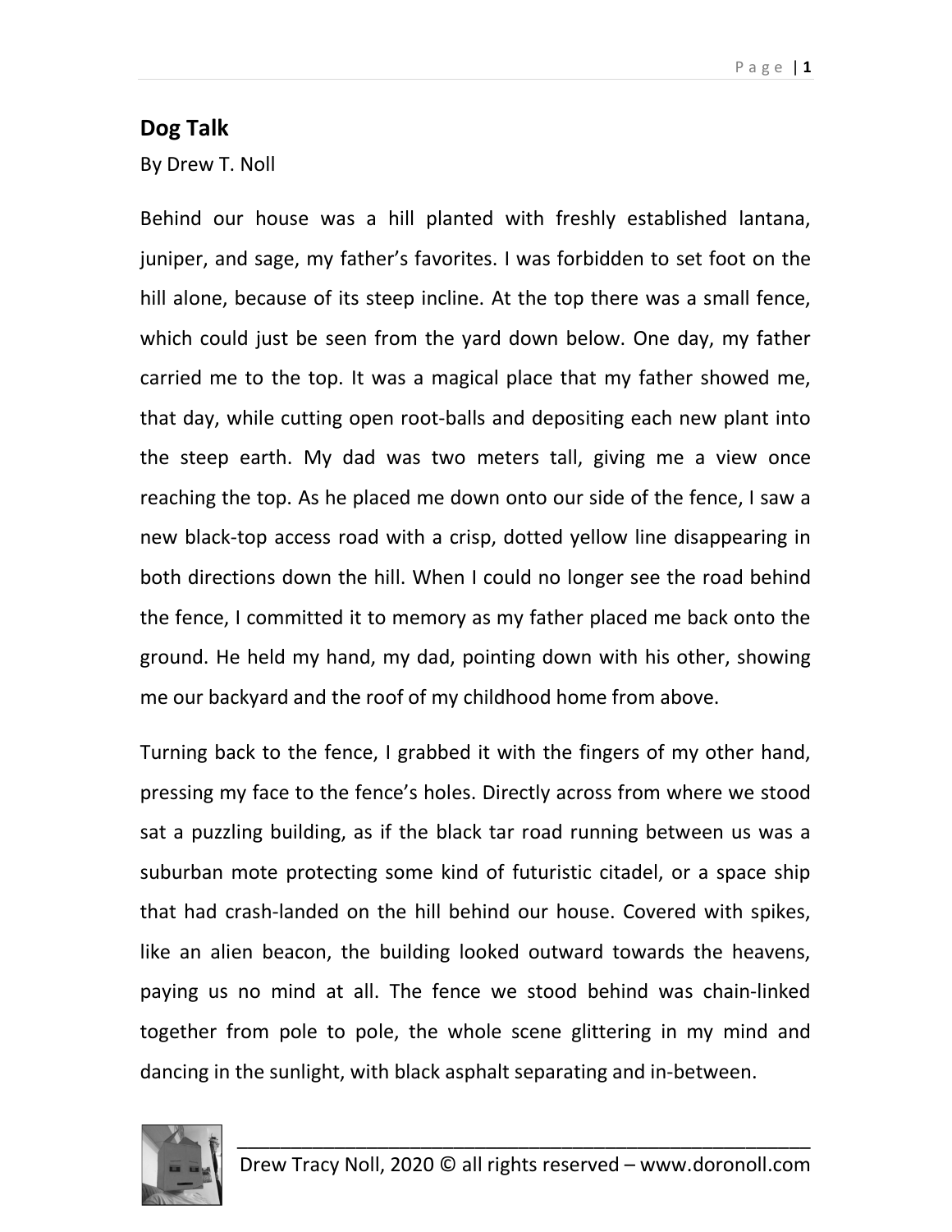# Dog Talk

By Drew T. Noll

Behind our house was a hill planted with freshly established lantana, juniper, and sage, my father's favorites. I was forbidden to set foot on the hill alone, because of its steep incline. At the top there was a small fence, which could just be seen from the yard down below. One day, my father carried me to the top. It was a magical place that my father showed me, that day, while cutting open root-balls and depositing each new plant into the steep earth. My dad was two meters tall, giving me a view once reaching the top. As he placed me down onto our side of the fence, I saw a new black-top access road with a crisp, dotted yellow line disappearing in both directions down the hill. When I could no longer see the road behind the fence, I committed it to memory as my father placed me back onto the ground. He held my hand, my dad, pointing down with his other, showing me our backyard and the roof of my childhood home from above.

Turning back to the fence, I grabbed it with the fingers of my other hand, pressing my face to the fence's holes. Directly across from where we stood sat a puzzling building, as if the black tar road running between us was a suburban mote protecting some kind of futuristic citadel, or a space ship that had crash-landed on the hill behind our house. Covered with spikes, like an alien beacon, the building looked outward towards the heavens, paying us no mind at all. The fence we stood behind was chain-linked together from pole to pole, the whole scene glittering in my mind and dancing in the sunlight, with black asphalt separating and in-between.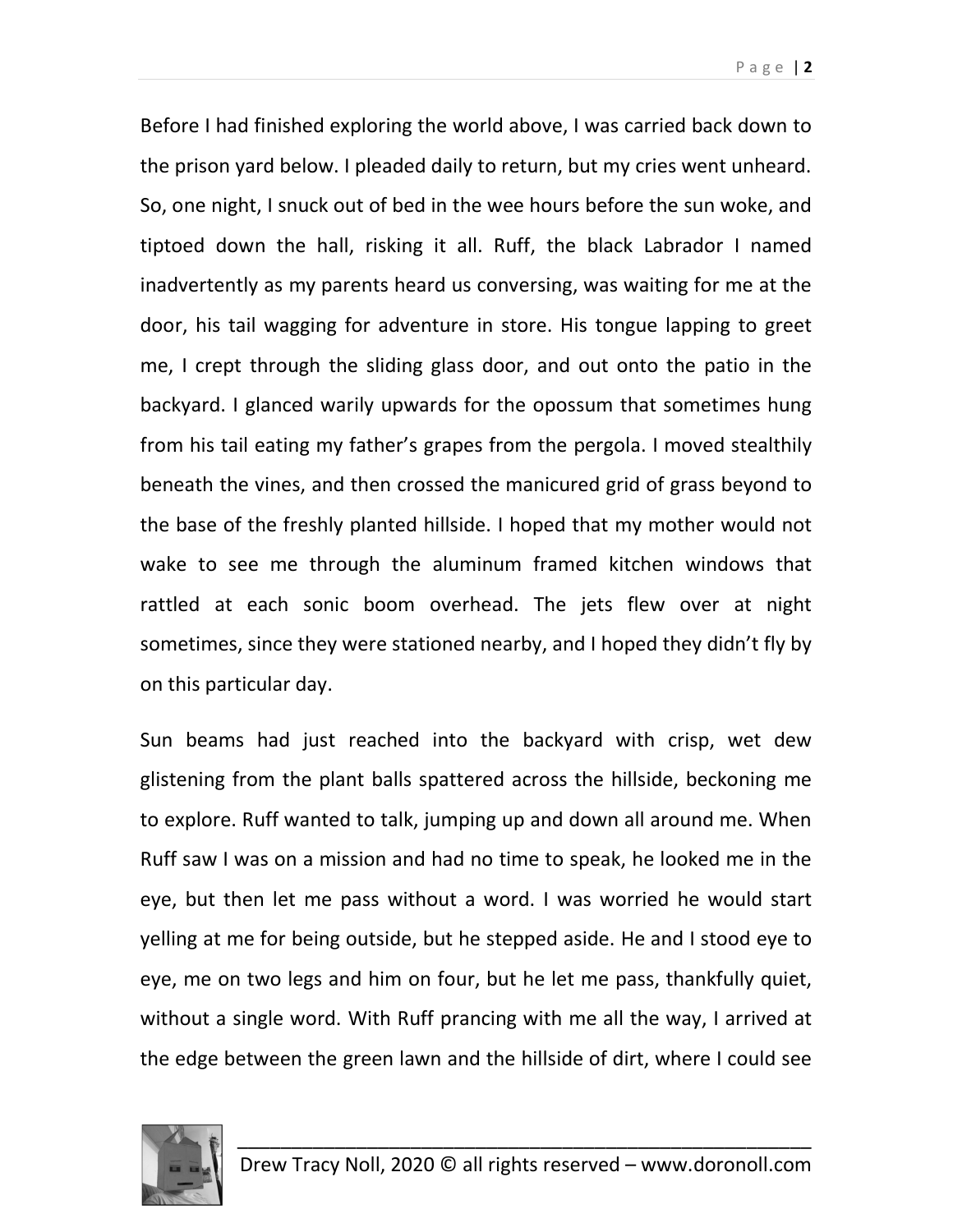Before I had finished exploring the world above, I was carried back down to the prison yard below. I pleaded daily to return, but my cries went unheard. So, one night, I snuck out of bed in the wee hours before the sun woke, and tiptoed down the hall, risking it all. Ruff, the black Labrador I named inadvertently as my parents heard us conversing, was waiting for me at the door, his tail wagging for adventure in store. His tongue lapping to greet me, I crept through the sliding glass door, and out onto the patio in the backyard. I glanced warily upwards for the opossum that sometimes hung from his tail eating my father's grapes from the pergola. I moved stealthily beneath the vines, and then crossed the manicured grid of grass beyond to the base of the freshly planted hillside. I hoped that my mother would not wake to see me through the aluminum framed kitchen windows that rattled at each sonic boom overhead. The jets flew over at night sometimes, since they were stationed nearby, and I hoped they didn't fly by on this particular day.

Sun beams had just reached into the backyard with crisp, wet dew glistening from the plant balls spattered across the hillside, beckoning me to explore. Ruff wanted to talk, jumping up and down all around me. When Ruff saw I was on a mission and had no time to speak, he looked me in the eye, but then let me pass without a word. I was worried he would start yelling at me for being outside, but he stepped aside. He and I stood eye to eye, me on two legs and him on four, but he let me pass, thankfully quiet, without a single word. With Ruff prancing with me all the way, I arrived at the edge between the green lawn and the hillside of dirt, where I could see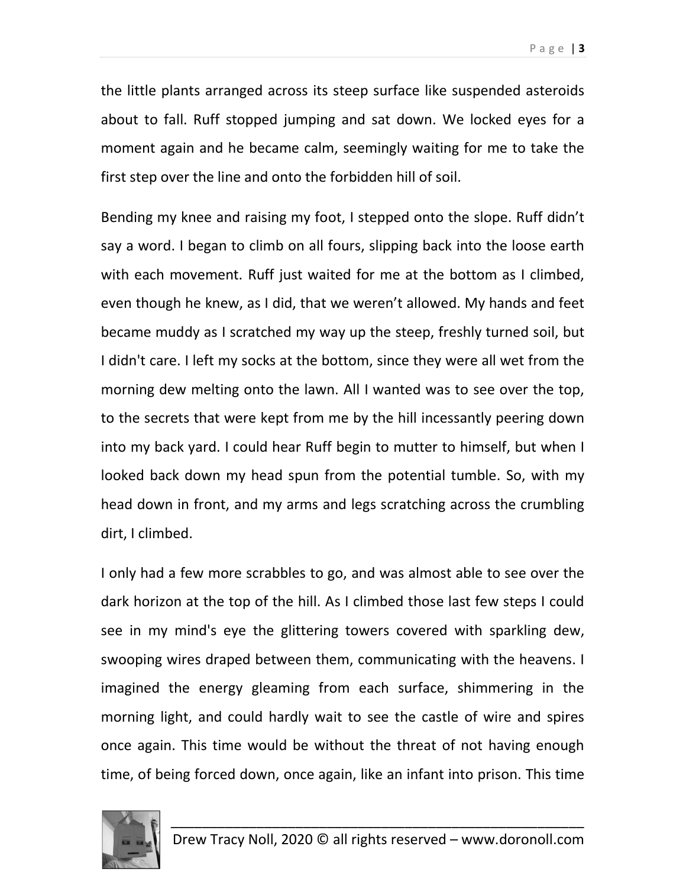the little plants arranged across its steep surface like suspended asteroids about to fall. Ruff stopped jumping and sat down. We locked eyes for a moment again and he became calm, seemingly waiting for me to take the first step over the line and onto the forbidden hill of soil.

Bending my knee and raising my foot, I stepped onto the slope. Ruff didn't say a word. I began to climb on all fours, slipping back into the loose earth with each movement. Ruff just waited for me at the bottom as I climbed, even though he knew, as I did, that we weren't allowed. My hands and feet became muddy as I scratched my way up the steep, freshly turned soil, but I didn't care. I left my socks at the bottom, since they were all wet from the morning dew melting onto the lawn. All I wanted was to see over the top, to the secrets that were kept from me by the hill incessantly peering down into my back yard. I could hear Ruff begin to mutter to himself, but when I looked back down my head spun from the potential tumble. So, with my head down in front, and my arms and legs scratching across the crumbling dirt, I climbed.

I only had a few more scrabbles to go, and was almost able to see over the dark horizon at the top of the hill. As I climbed those last few steps I could see in my mind's eye the glittering towers covered with sparkling dew, swooping wires draped between them, communicating with the heavens. I imagined the energy gleaming from each surface, shimmering in the morning light, and could hardly wait to see the castle of wire and spires once again. This time would be without the threat of not having enough time, of being forced down, once again, like an infant into prison. This time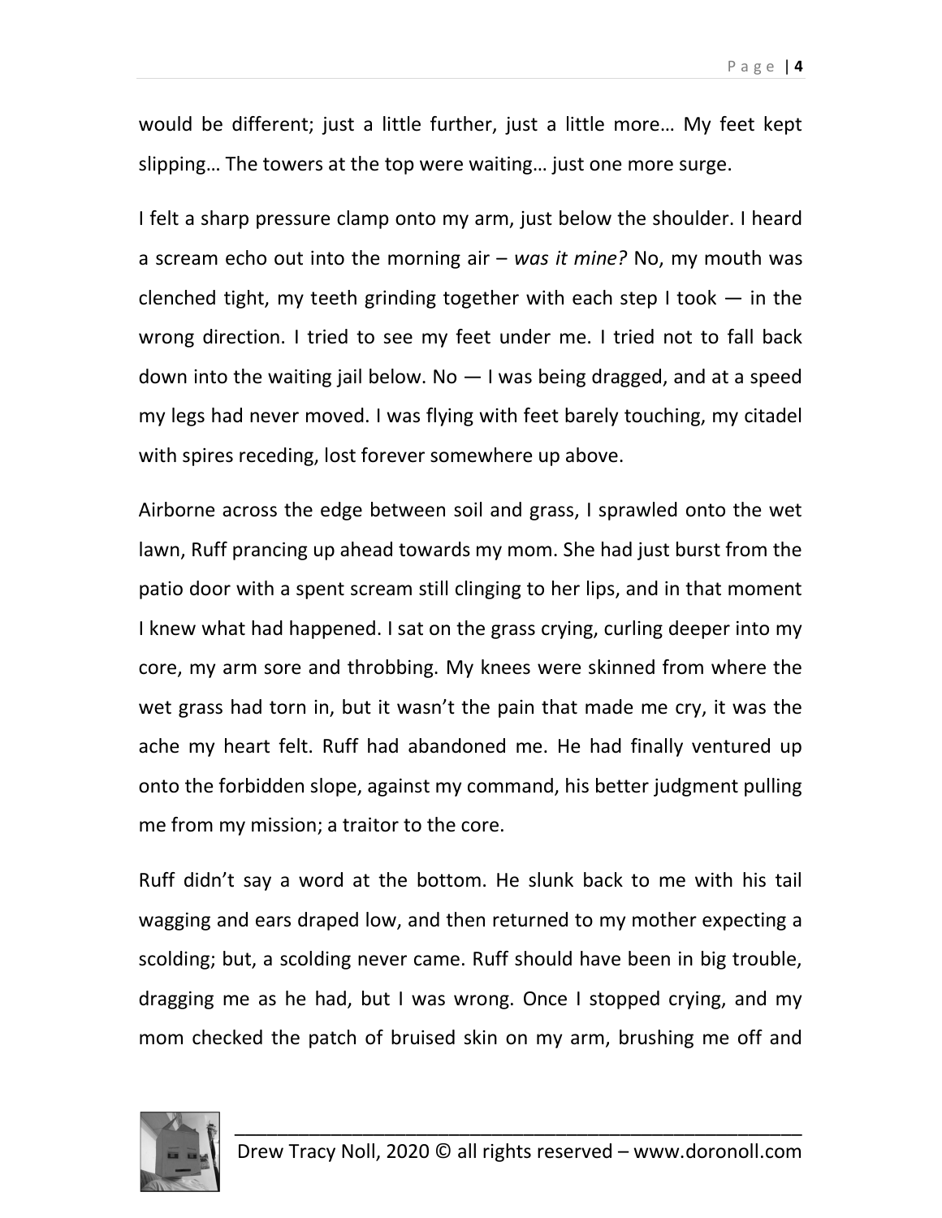would be different; just a little further, just a little more… My feet kept slipping… The towers at the top were waiting… just one more surge.

I felt a sharp pressure clamp onto my arm, just below the shoulder. I heard a scream echo out into the morning air – *was it mine?* No, my mouth was clenched tight, my teeth grinding together with each step I took — in the wrong direction. I tried to see my feet under me. I tried not to fall back down into the waiting jail below. No — I was being dragged, and at a speed my legs had never moved. I was flying with feet barely touching, my citadel with spires receding, lost forever somewhere up above.

Airborne across the edge between soil and grass, I sprawled onto the wet lawn, Ruff prancing up ahead towards my mom. She had just burst from the patio door with a spent scream still clinging to her lips, and in that moment I knew what had happened. I sat on the grass crying, curling deeper into my core, my arm sore and throbbing. My knees were skinned from where the wet grass had torn in, but it wasn't the pain that made me cry, it was the ache my heart felt. Ruff had abandoned me. He had finally ventured up onto the forbidden slope, against my command, his better judgment pulling me from my mission; a traitor to the core.

Ruff didn't say a word at the bottom. He slunk back to me with his tail wagging and ears draped low, and then returned to my mother expecting a scolding; but, a scolding never came. Ruff should have been in big trouble, dragging me as he had, but I was wrong. Once I stopped crying, and my mom checked the patch of bruised skin on my arm, brushing me off and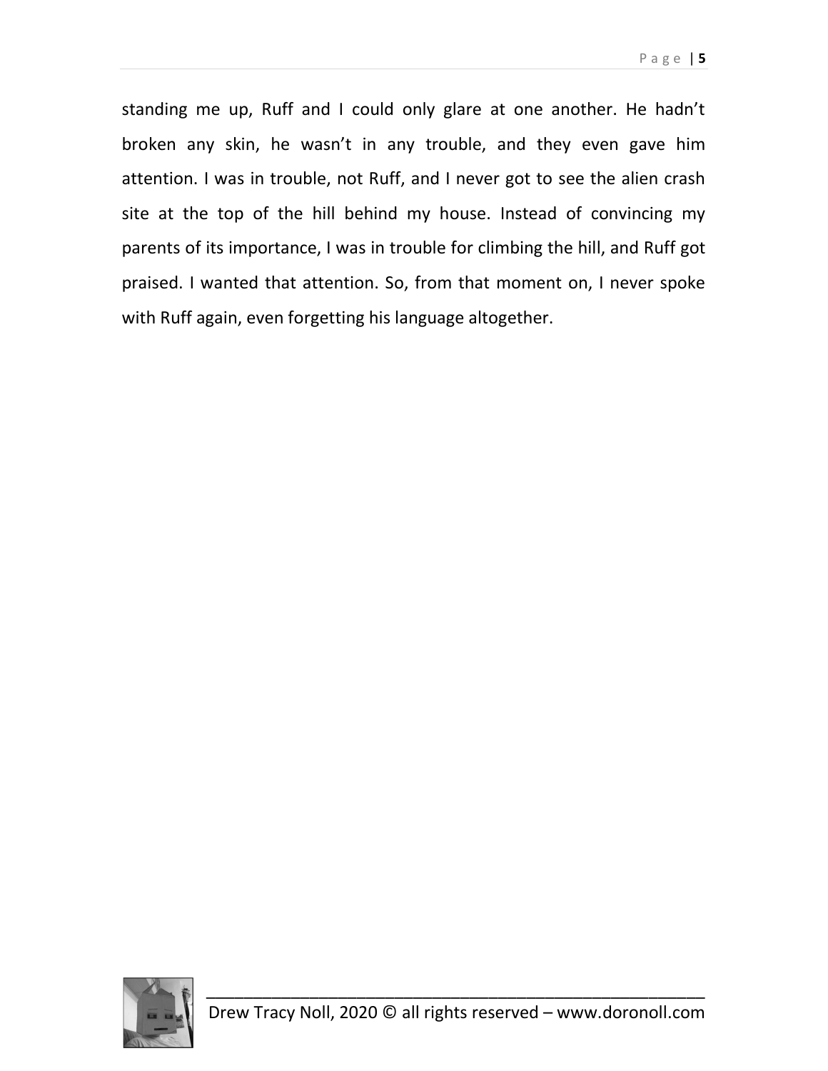standing me up, Ruff and I could only glare at one another. He hadn't broken any skin, he wasn't in any trouble, and they even gave him attention. I was in trouble, not Ruff, and I never got to see the alien crash site at the top of the hill behind my house. Instead of convincing my parents of its importance, I was in trouble for climbing the hill, and Ruff got praised. I wanted that attention. So, from that moment on, I never spoke with Ruff again, even forgetting his language altogether.